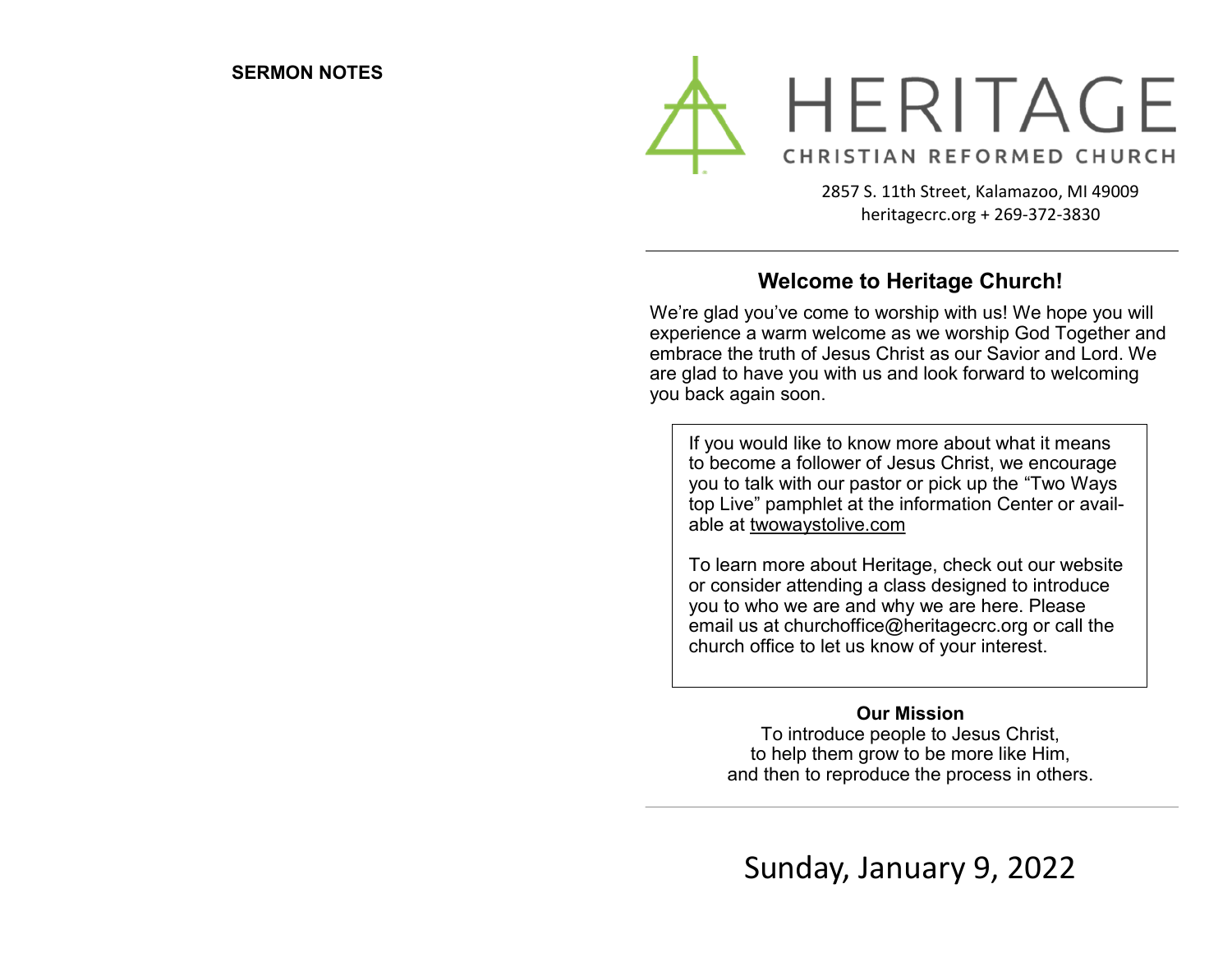**SERMON NOTES**

# HERITAGE

CHRISTIAN REFORMED CHURCH

2857 S. 11th Street, Kalamazoo, MI 49009
heritagecrc.org + 269-372-3830

---

## Welcome to Heritage Church!

We're glad you've come to worship with us! We hope you will experience a warm welcome as we worship God Together and embrace the truth of Jesus Christ as our Savior and Lord. We are glad to have you with us and look forward to welcoming you back again soon.

> If you would like to know more about what it means to become a follower of Jesus Christ, we encourage you to talk with our pastor or pick up the "Two Ways top Live" pamphlet at the information Center or available at twowaystolive.com
>
> To learn more about Heritage, check out our website or consider attending a class designed to introduce you to who we are and why we are here. Please email us at churchoffice@heritagecrc.org or call the church office to let us know of your interest.

**Our Mission**

To introduce people to Jesus Christ,
to help them grow to be more like Him,
and then to reproduce the process in others.

---

Sunday, January 9, 2022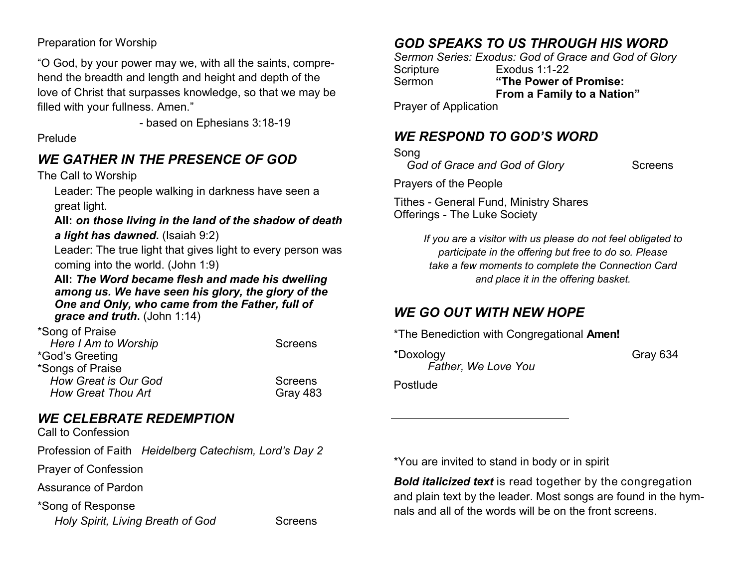Preparation for Worship

"O God, by your power may we, with all the saints, comprehend the breadth and length and height and depth of the love of Christ that surpasses knowledge, so that we may be filled with your fullness. Amen."

- based on Ephesians 3:18-19

Prelude

## *WE GATHER IN THE PRESENCE OF GOD*

The Call to Worship

Leader: The people walking in darkness have seen a great light.

**All:** ***on those living in the land of the shadow of death a light has dawned*****.** (Isaiah 9:2)

Leader: The true light that gives light to every person was coming into the world. (John 1:9)

**All:** ***The Word became flesh and made his dwelling among us. We have seen his glory, the glory of the One and Only, who came from the Father, full of grace and truth*****.** (John 1:14)

*Song of Praise
*Here I Am to Worship* — Screens

*God's Greeting

*Songs of Praise
*How Great is Our God* — Screens
*How Great Thou Art* — Gray 483

## *WE CELEBRATE REDEMPTION*

Call to Confession

Profession of Faith *Heidelberg Catechism, Lord's Day 2*

Prayer of Confession

Assurance of Pardon

*Song of Response
*Holy Spirit, Living Breath of God* — Screens

## *GOD SPEAKS TO US THROUGH HIS WORD*

*Sermon Series: Exodus: God of Grace and God of Glory*

Scripture — Exodus 1:1-22

Sermon — **"The Power of Promise: From a Family to a Nation"**

Prayer of Application

## *WE RESPOND TO GOD'S WORD*

Song
*God of Grace and God of Glory* — Screens

Prayers of the People

Tithes - General Fund, Ministry Shares
Offerings - The Luke Society

*If you are a visitor with us please do not feel obligated to participate in the offering but free to do so. Please take a few moments to complete the Connection Card and place it in the offering basket.*

## *WE GO OUT WITH NEW HOPE*

*The Benediction with Congregational **Amen!**

*Doxology — Gray 634
*Father, We Love You*

Postlude

---

*You are invited to stand in body or in spirit

***Bold italicized text*** is read together by the congregation and plain text by the leader. Most songs are found in the hymnals and all of the words will be on the front screens.